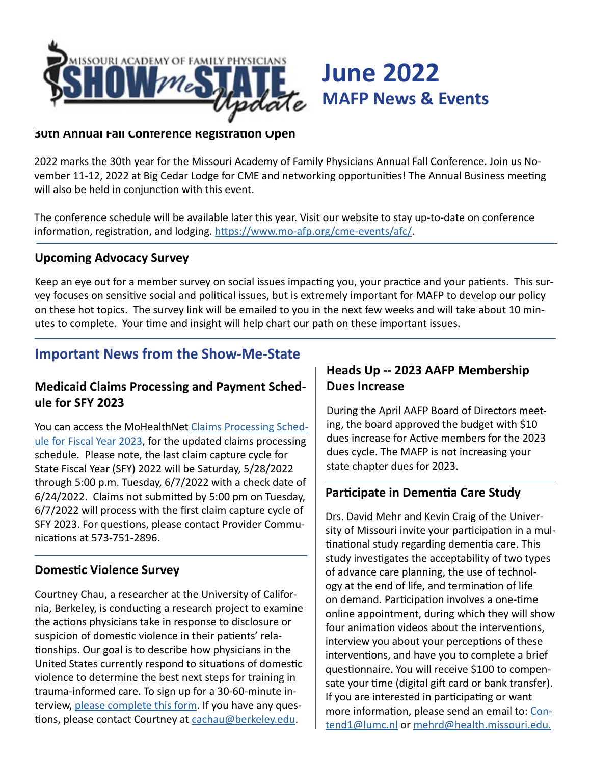# June 2022
## MAFP News & Events

### 30th Annual Fall Conference Registration Open

2022 marks the 30th year for the Missouri Academy of Family Physicians Annual Fall Conference. Join us November 11-12, 2022 at Big Cedar Lodge for CME and networking opportunities! The Annual Business meeting will also be held in conjunction with this event.

The conference schedule will be available later this year. Visit our website to stay up-to-date on conference information, registration, and lodging. https://www.mo-afp.org/cme-events/afc/.

### Upcoming Advocacy Survey

Keep an eye out for a member survey on social issues impacting you, your practice and your patients. This survey focuses on sensitive social and political issues, but is extremely important for MAFP to develop our policy on these hot topics. The survey link will be emailed to you in the next few weeks and will take about 10 minutes to complete. Your time and insight will help chart our path on these important issues.

## Important News from the Show-Me-State

### Medicaid Claims Processing and Payment Schedule for SFY 2023

You can access the MoHealthNet Claims Processing Schedule for Fiscal Year 2023, for the updated claims processing schedule. Please note, the last claim capture cycle for State Fiscal Year (SFY) 2022 will be Saturday, 5/28/2022 through 5:00 p.m. Tuesday, 6/7/2022 with a check date of 6/24/2022. Claims not submitted by 5:00 pm on Tuesday, 6/7/2022 will process with the first claim capture cycle of SFY 2023. For questions, please contact Provider Communications at 573-751-2896.

### Domestic Violence Survey

Courtney Chau, a researcher at the University of California, Berkeley, is conducting a research project to examine the actions physicians take in response to disclosure or suspicion of domestic violence in their patients' relationships. Our goal is to describe how physicians in the United States currently respond to situations of domestic violence to determine the best next steps for training in trauma-informed care. To sign up for a 30-60-minute interview, please complete this form. If you have any questions, please contact Courtney at cachau@berkeley.edu.

### Heads Up -- 2023 AAFP Membership Dues Increase

During the April AAFP Board of Directors meeting, the board approved the budget with $10 dues increase for Active members for the 2023 dues cycle. The MAFP is not increasing your state chapter dues for 2023.

### Participate in Dementia Care Study

Drs. David Mehr and Kevin Craig of the University of Missouri invite your participation in a multinational study regarding dementia care. This study investigates the acceptability of two types of advance care planning, the use of technology at the end of life, and termination of life on demand. Participation involves a one-time online appointment, during which they will show four animation videos about the interventions, interview you about your perceptions of these interventions, and have you to complete a brief questionnaire. You will receive $100 to compensate your time (digital gift card or bank transfer). If you are interested in participating or want more information, please send an email to: Contend1@lumc.nl or mehrd@health.missouri.edu.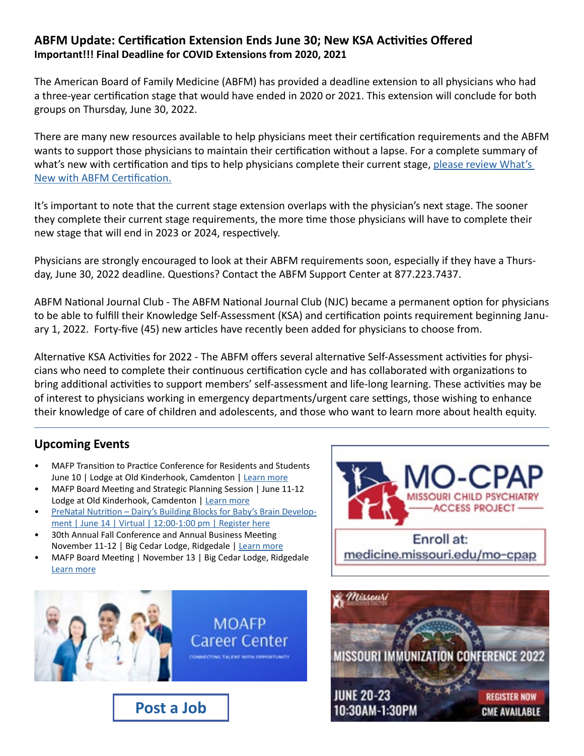## ABFM Update: Certification Extension Ends June 30; New KSA Activities Offered

**Important!!! Final Deadline for COVID Extensions from 2020, 2021**

The American Board of Family Medicine (ABFM) has provided a deadline extension to all physicians who had a three-year certification stage that would have ended in 2020 or 2021. This extension will conclude for both groups on Thursday, June 30, 2022.

There are many new resources available to help physicians meet their certification requirements and the ABFM wants to support those physicians to maintain their certification without a lapse. For a complete summary of what's new with certification and tips to help physicians complete their current stage, please review What's New with ABFM Certification.

It's important to note that the current stage extension overlaps with the physician's next stage. The sooner they complete their current stage requirements, the more time those physicians will have to complete their new stage that will end in 2023 or 2024, respectively.

Physicians are strongly encouraged to look at their ABFM requirements soon, especially if they have a Thursday, June 30, 2022 deadline. Questions? Contact the ABFM Support Center at 877.223.7437.

ABFM National Journal Club - The ABFM National Journal Club (NJC) became a permanent option for physicians to be able to fulfill their Knowledge Self-Assessment (KSA) and certification points requirement beginning January 1, 2022. Forty-five (45) new articles have recently been added for physicians to choose from.

Alternative KSA Activities for 2022 - The ABFM offers several alternative Self-Assessment activities for physicians who need to complete their continuous certification cycle and has collaborated with organizations to bring additional activities to support members' self-assessment and life-long learning. These activities may be of interest to physicians working in emergency departments/urgent care settings, those wishing to enhance their knowledge of care of children and adolescents, and those who want to learn more about health equity.

## Upcoming Events

- MAFP Transition to Practice Conference for Residents and Students June 10 | Lodge at Old Kinderhook, Camdenton | Learn more
- MAFP Board Meeting and Strategic Planning Session | June 11-12 Lodge at Old Kinderhook, Camdenton | Learn more
- PreNatal Nutrition – Dairy's Building Blocks for Baby's Brain Development | June 14 | Virtual | 12:00-1:00 pm | Register here
- 30th Annual Fall Conference and Annual Business Meeting November 11-12 | Big Cedar Lodge, Ridgedale | Learn more
- MAFP Board Meeting | November 13 | Big Cedar Lodge, Ridgedale Learn more

MO-CPAP
MISSOURI CHILD PSYCHIATRY ACCESS PROJECT

Enroll at: medicine.missouri.edu/mo-cpap

MOAFP Career Center
CONNECTING TALENT WITH OPPORTUNITY

**Post a Job**

Missouri
MISSOURI IMMUNIZATION CONFERENCE 2022
JUNE 20-23
10:30AM-1:30PM
REGISTER NOW
CME AVAILABLE